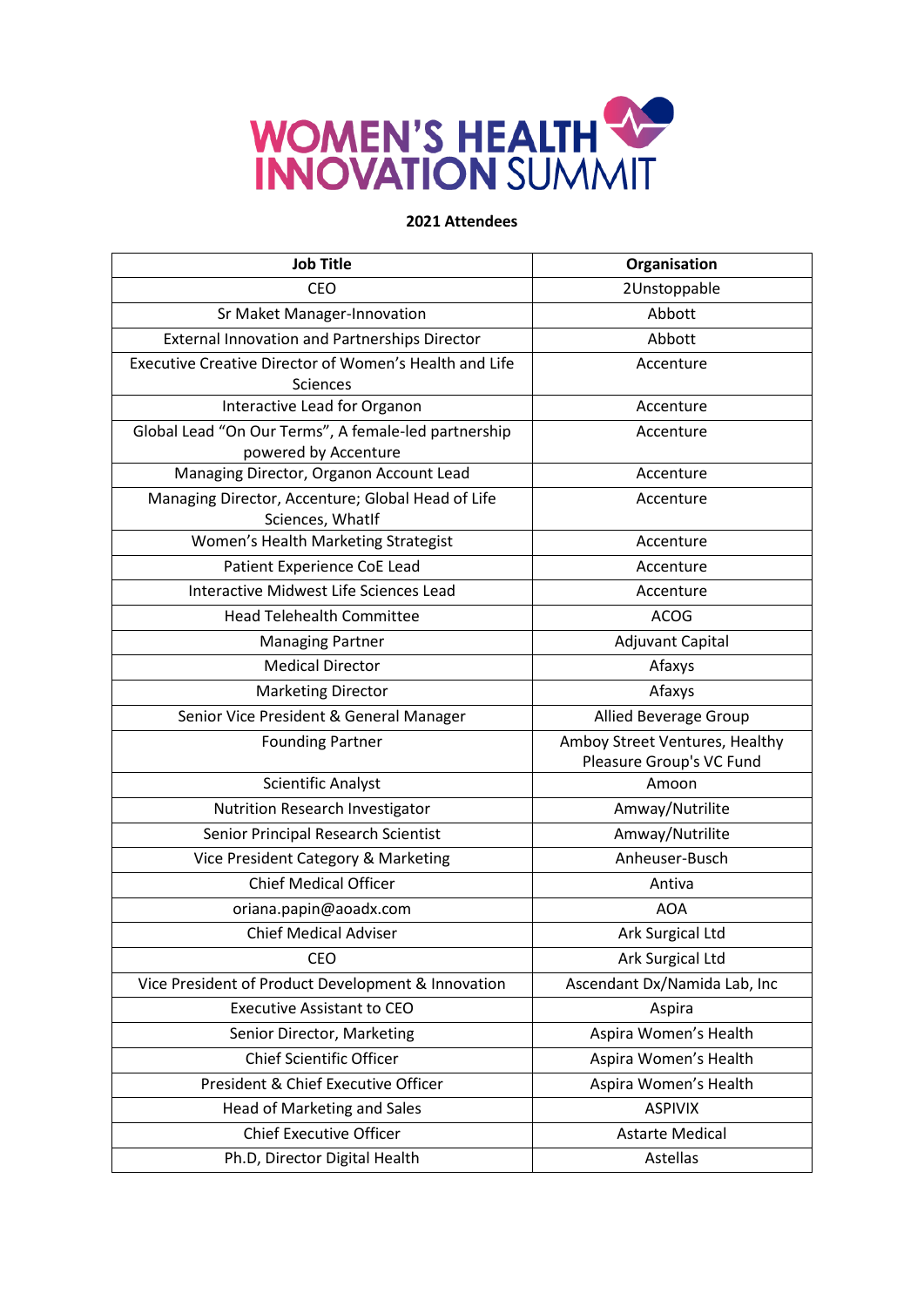# WOMEN'S HEALTH INNOVATION SUMMIT

**2021 Attendees**

| Job Title | Organisation |
|---|---|
| CEO | 2Unstoppable |
| Sr Maket Manager-Innovation | Abbott |
| External Innovation and Partnerships Director | Abbott |
| Executive Creative Director of Women's Health and Life Sciences | Accenture |
| Interactive Lead for Organon | Accenture |
| Global Lead "On Our Terms", A female-led partnership powered by Accenture | Accenture |
| Managing Director, Organon Account Lead | Accenture |
| Managing Director, Accenture; Global Head of Life Sciences, WhatIf | Accenture |
| Women's Health Marketing Strategist | Accenture |
| Patient Experience CoE Lead | Accenture |
| Interactive Midwest Life Sciences Lead | Accenture |
| Head Telehealth Committee | ACOG |
| Managing Partner | Adjuvant Capital |
| Medical Director | Afaxys |
| Marketing Director | Afaxys |
| Senior Vice President & General Manager | Allied Beverage Group |
| Founding Partner | Amboy Street Ventures, Healthy Pleasure Group's VC Fund |
| Scientific Analyst | Amoon |
| Nutrition Research Investigator | Amway/Nutrilite |
| Senior Principal Research Scientist | Amway/Nutrilite |
| Vice President Category & Marketing | Anheuser-Busch |
| Chief Medical Officer | Antiva |
| oriana.papin@aoadx.com | AOA |
| Chief Medical Adviser | Ark Surgical Ltd |
| CEO | Ark Surgical Ltd |
| Vice President of Product Development & Innovation | Ascendant Dx/Namida Lab, Inc |
| Executive Assistant to CEO | Aspira |
| Senior Director, Marketing | Aspira Women's Health |
| Chief Scientific Officer | Aspira Women's Health |
| President & Chief Executive Officer | Aspira Women's Health |
| Head of Marketing and Sales | ASPIVIX |
| Chief Executive Officer | Astarte Medical |
| Ph.D, Director Digital Health | Astellas |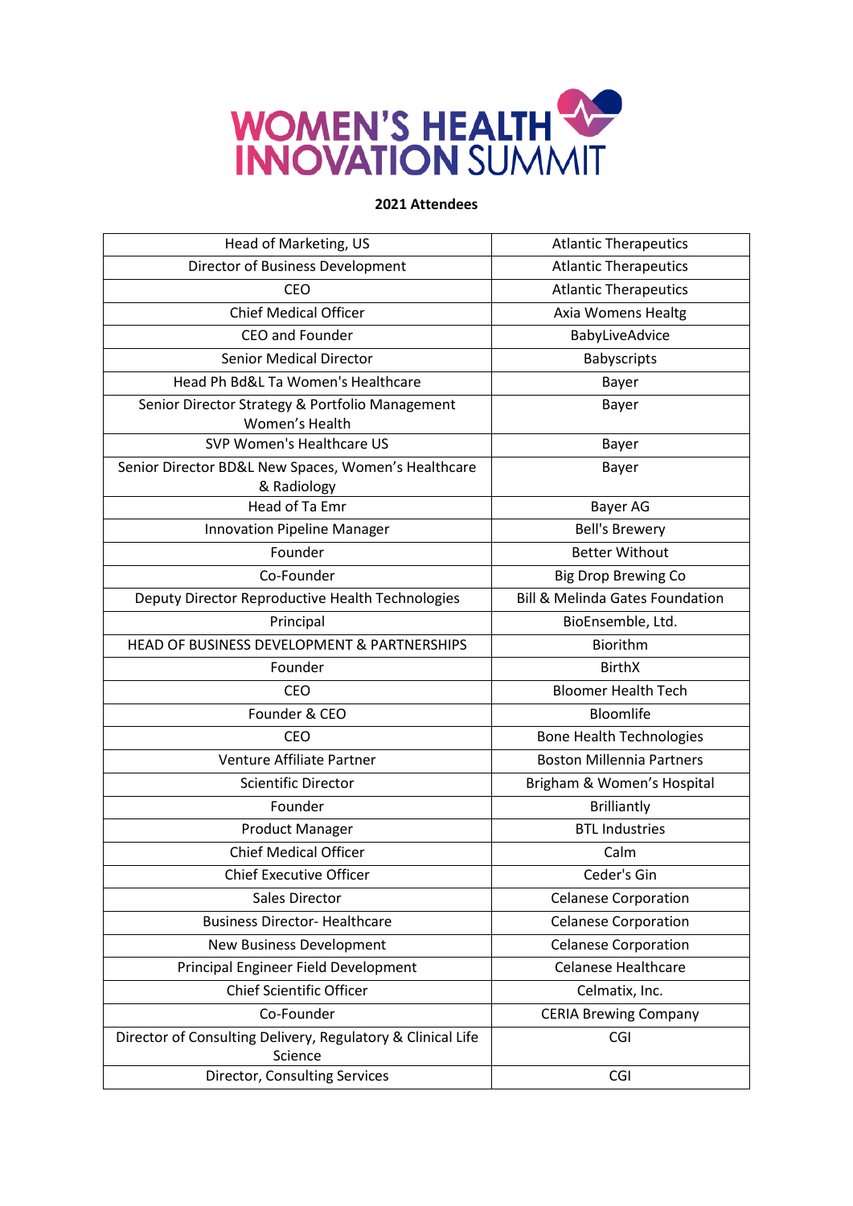# WOMEN'S HEALTH INNOVATION SUMMIT

**2021 Attendees**

| Head of Marketing, US | Atlantic Therapeutics |
|---|---|
| Director of Business Development | Atlantic Therapeutics |
| CEO | Atlantic Therapeutics |
| Chief Medical Officer | Axia Womens Healtg |
| CEO and Founder | BabyLiveAdvice |
| Senior Medical Director | Babyscripts |
| Head Ph Bd&L Ta Women's Healthcare | Bayer |
| Senior Director Strategy & Portfolio Management Women's Health | Bayer |
| SVP Women's Healthcare US | Bayer |
| Senior Director BD&L New Spaces, Women's Healthcare & Radiology | Bayer |
| Head of Ta Emr | Bayer AG |
| Innovation Pipeline Manager | Bell's Brewery |
| Founder | Better Without |
| Co-Founder | Big Drop Brewing Co |
| Deputy Director Reproductive Health Technologies | Bill & Melinda Gates Foundation |
| Principal | BioEnsemble, Ltd. |
| HEAD OF BUSINESS DEVELOPMENT & PARTNERSHIPS | Biorithm |
| Founder | BirthX |
| CEO | Bloomer Health Tech |
| Founder & CEO | Bloomlife |
| CEO | Bone Health Technologies |
| Venture Affiliate Partner | Boston Millennia Partners |
| Scientific Director | Brigham & Women's Hospital |
| Founder | Brilliantly |
| Product Manager | BTL Industries |
| Chief Medical Officer | Calm |
| Chief Executive Officer | Ceder's Gin |
| Sales Director | Celanese Corporation |
| Business Director- Healthcare | Celanese Corporation |
| New Business Development | Celanese Corporation |
| Principal Engineer Field Development | Celanese Healthcare |
| Chief Scientific Officer | Celmatix, Inc. |
| Co-Founder | CERIA Brewing Company |
| Director of Consulting Delivery, Regulatory & Clinical Life Science | CGI |
| Director, Consulting Services | CGI |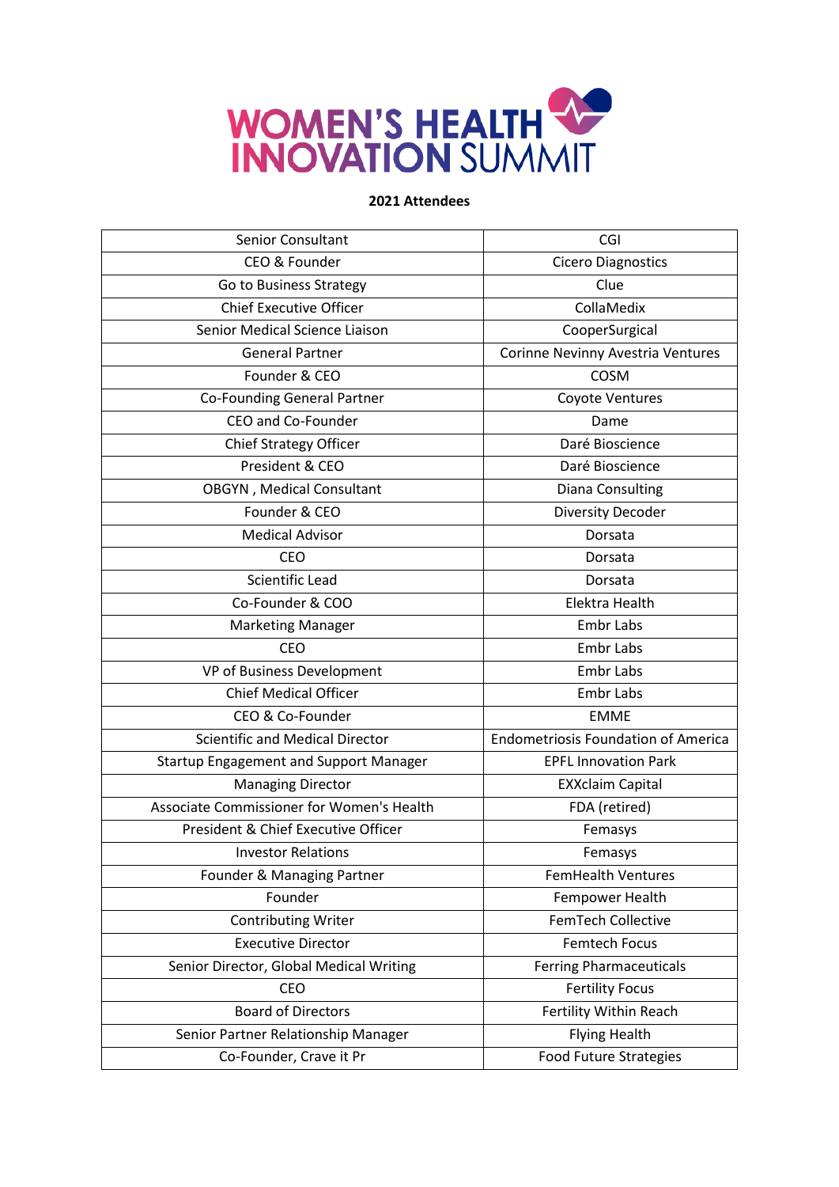# WOMEN'S HEALTH INNOVATION SUMMIT

**2021 Attendees**

| | |
|---|---|
| Senior Consultant | CGI |
| CEO & Founder | Cicero Diagnostics |
| Go to Business Strategy | Clue |
| Chief Executive Officer | CollaMedix |
| Senior Medical Science Liaison | CooperSurgical |
| General Partner | Corinne Nevinny Avestria Ventures |
| Founder & CEO | COSM |
| Co-Founding General Partner | Coyote Ventures |
| CEO and Co-Founder | Dame |
| Chief Strategy Officer | Daré Bioscience |
| President & CEO | Daré Bioscience |
| OBGYN , Medical Consultant | Diana Consulting |
| Founder & CEO | Diversity Decoder |
| Medical Advisor | Dorsata |
| CEO | Dorsata |
| Scientific Lead | Dorsata |
| Co-Founder & COO | Elektra Health |
| Marketing Manager | Embr Labs |
| CEO | Embr Labs |
| VP of Business Development | Embr Labs |
| Chief Medical Officer | Embr Labs |
| CEO & Co-Founder | EMME |
| Scientific and Medical Director | Endometriosis Foundation of America |
| Startup Engagement and Support Manager | EPFL Innovation Park |
| Managing Director | EXXclaim Capital |
| Associate Commissioner for Women's Health | FDA (retired) |
| President & Chief Executive Officer | Femasys |
| Investor Relations | Femasys |
| Founder & Managing Partner | FemHealth Ventures |
| Founder | Fempower Health |
| Contributing Writer | FemTech Collective |
| Executive Director | Femtech Focus |
| Senior Director, Global Medical Writing | Ferring Pharmaceuticals |
| CEO | Fertility Focus |
| Board of Directors | Fertility Within Reach |
| Senior Partner Relationship Manager | Flying Health |
| Co-Founder, Crave it Pr | Food Future Strategies |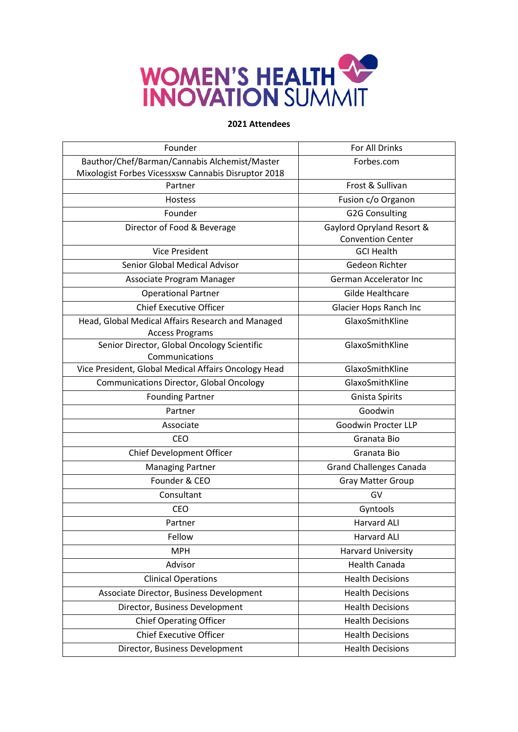# WOMEN'S HEALTH INNOVATION SUMMIT

**2021 Attendees**

| Title | Organization |
|---|---|
| Founder | For All Drinks |
| Bauthor/Chef/Barman/Cannabis Alchemist/Master Mixologist Forbes Vicessxsw Cannabis Disruptor 2018 | Forbes.com |
| Partner | Frost & Sullivan |
| Hostess | Fusion c/o Organon |
| Founder | G2G Consulting |
| Director of Food & Beverage | Gaylord Opryland Resort & Convention Center |
| Vice President | GCI Health |
| Senior Global Medical Advisor | Gedeon Richter |
| Associate Program Manager | German Accelerator Inc |
| Operational Partner | Gilde Healthcare |
| Chief Executive Officer | Glacier Hops Ranch Inc |
| Head, Global Medical Affairs Research and Managed Access Programs | GlaxoSmithKline |
| Senior Director, Global Oncology Scientific Communications | GlaxoSmithKline |
| Vice President, Global Medical Affairs Oncology Head | GlaxoSmithKline |
| Communications Director, Global Oncology | GlaxoSmithKline |
| Founding Partner | Gnista Spirits |
| Partner | Goodwin |
| Associate | Goodwin Procter LLP |
| CEO | Granata Bio |
| Chief Development Officer | Granata Bio |
| Managing Partner | Grand Challenges Canada |
| Founder & CEO | Gray Matter Group |
| Consultant | GV |
| CEO | Gyntools |
| Partner | Harvard ALI |
| Fellow | Harvard ALI |
| MPH | Harvard University |
| Advisor | Health Canada |
| Clinical Operations | Health Decisions |
| Associate Director, Business Development | Health Decisions |
| Director, Business Development | Health Decisions |
| Chief Operating Officer | Health Decisions |
| Chief Executive Officer | Health Decisions |
| Director, Business Development | Health Decisions |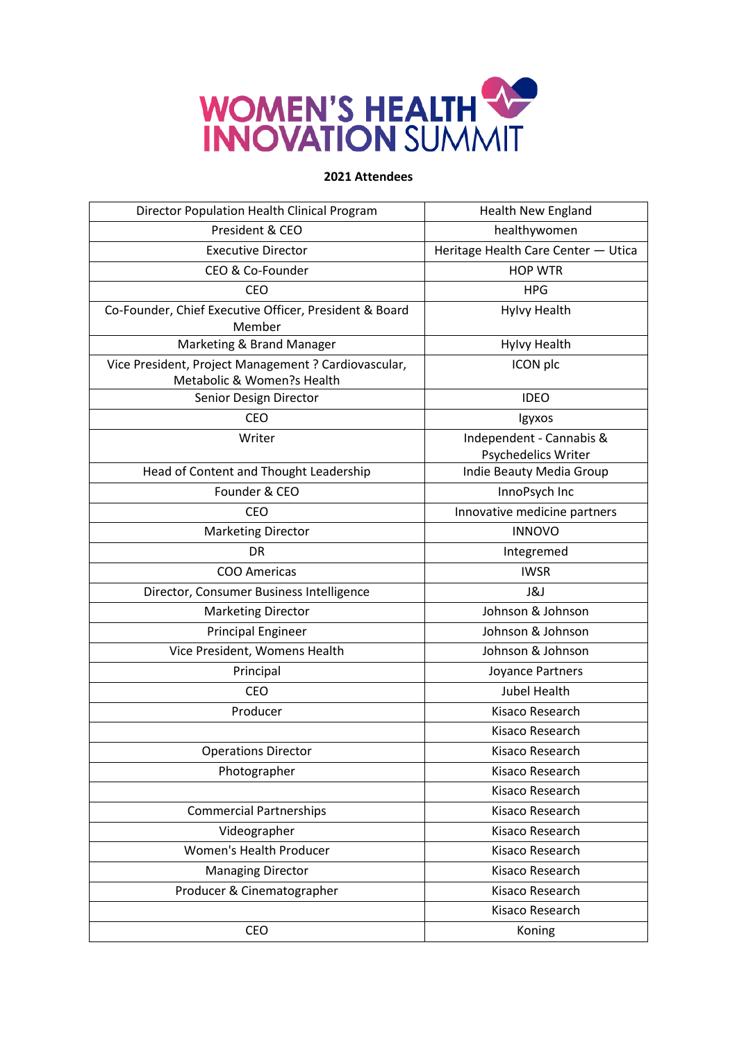# WOMEN'S HEALTH INNOVATION SUMMIT

**2021 Attendees**

| | |
|---|---|
| Director Population Health Clinical Program | Health New England |
| President & CEO | healthywomen |
| Executive Director | Heritage Health Care Center — Utica |
| CEO & Co-Founder | HOP WTR |
| CEO | HPG |
| Co-Founder, Chief Executive Officer, President & Board Member | Hylvy Health |
| Marketing & Brand Manager | Hylvy Health |
| Vice President, Project Management ? Cardiovascular, Metabolic & Women?s Health | ICON plc |
| Senior Design Director | IDEO |
| CEO | Igyxos |
| Writer | Independent - Cannabis & Psychedelics Writer |
| Head of Content and Thought Leadership | Indie Beauty Media Group |
| Founder & CEO | InnoPsych Inc |
| CEO | Innovative medicine partners |
| Marketing Director | INNOVO |
| DR | Integremed |
| COO Americas | IWSR |
| Director, Consumer Business Intelligence | J&J |
| Marketing Director | Johnson & Johnson |
| Principal Engineer | Johnson & Johnson |
| Vice President, Womens Health | Johnson & Johnson |
| Principal | Joyance Partners |
| CEO | Jubel Health |
| Producer | Kisaco Research |
| | Kisaco Research |
| Operations Director | Kisaco Research |
| Photographer | Kisaco Research |
| | Kisaco Research |
| Commercial Partnerships | Kisaco Research |
| Videographer | Kisaco Research |
| Women's Health Producer | Kisaco Research |
| Managing Director | Kisaco Research |
| Producer & Cinematographer | Kisaco Research |
| | Kisaco Research |
| CEO | Koning |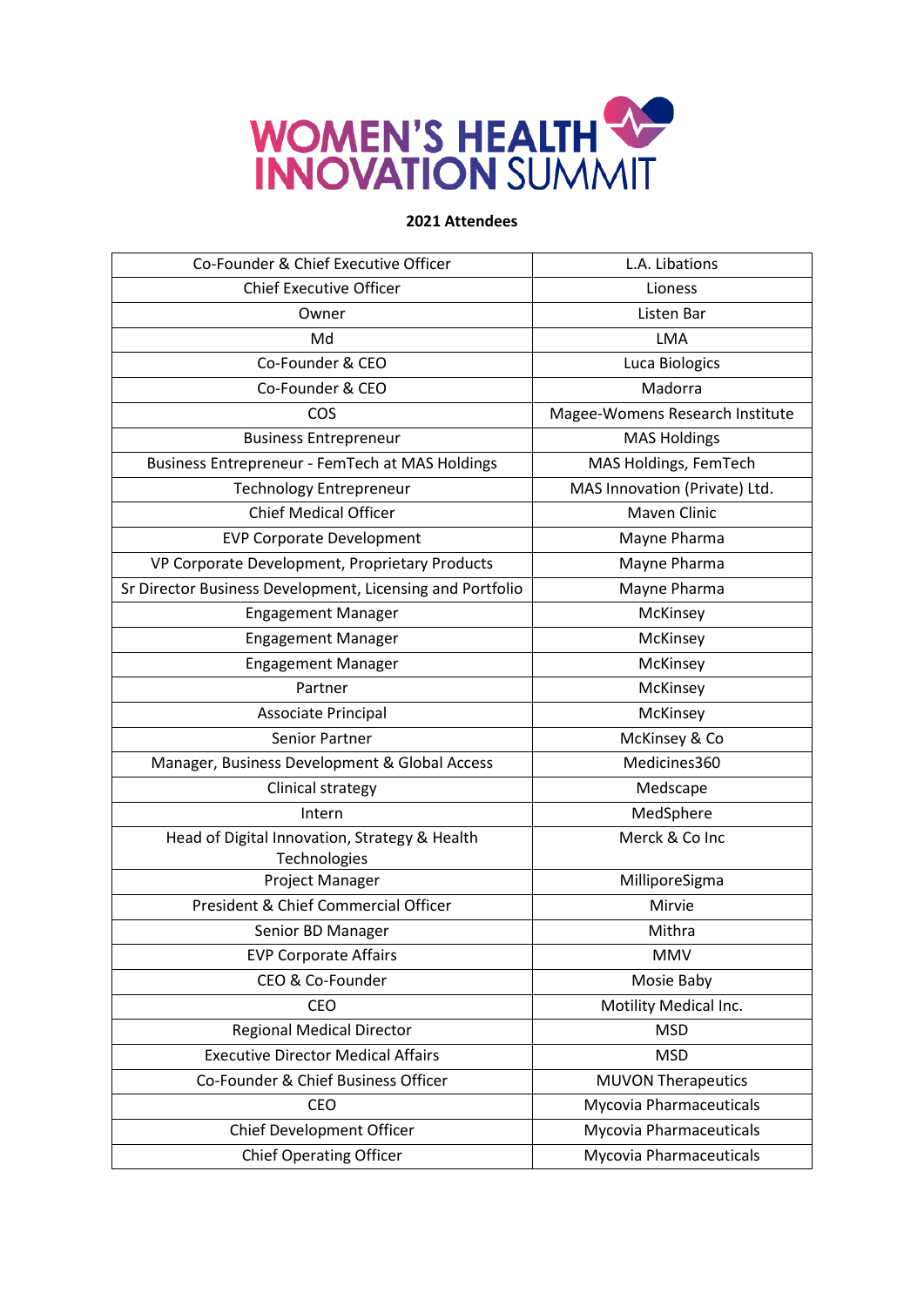# WOMEN'S HEALTH INNOVATION SUMMIT

**2021 Attendees**

| | |
|---|---|
| Co-Founder & Chief Executive Officer | L.A. Libations |
| Chief Executive Officer | Lioness |
| Owner | Listen Bar |
| Md | LMA |
| Co-Founder & CEO | Luca Biologics |
| Co-Founder & CEO | Madorra |
| COS | Magee-Womens Research Institute |
| Business Entrepreneur | MAS Holdings |
| Business Entrepreneur - FemTech at MAS Holdings | MAS Holdings, FemTech |
| Technology Entrepreneur | MAS Innovation (Private) Ltd. |
| Chief Medical Officer | Maven Clinic |
| EVP Corporate Development | Mayne Pharma |
| VP Corporate Development, Proprietary Products | Mayne Pharma |
| Sr Director Business Development, Licensing and Portfolio | Mayne Pharma |
| Engagement Manager | McKinsey |
| Engagement Manager | McKinsey |
| Engagement Manager | McKinsey |
| Partner | McKinsey |
| Associate Principal | McKinsey |
| Senior Partner | McKinsey & Co |
| Manager, Business Development & Global Access | Medicines360 |
| Clinical strategy | Medscape |
| Intern | MedSphere |
| Head of Digital Innovation, Strategy & Health Technologies | Merck & Co Inc |
| Project Manager | MilliporeSigma |
| President & Chief Commercial Officer | Mirvie |
| Senior BD Manager | Mithra |
| EVP Corporate Affairs | MMV |
| CEO & Co-Founder | Mosie Baby |
| CEO | Motility Medical Inc. |
| Regional Medical Director | MSD |
| Executive Director Medical Affairs | MSD |
| Co-Founder & Chief Business Officer | MUVON Therapeutics |
| CEO | Mycovia Pharmaceuticals |
| Chief Development Officer | Mycovia Pharmaceuticals |
| Chief Operating Officer | Mycovia Pharmaceuticals |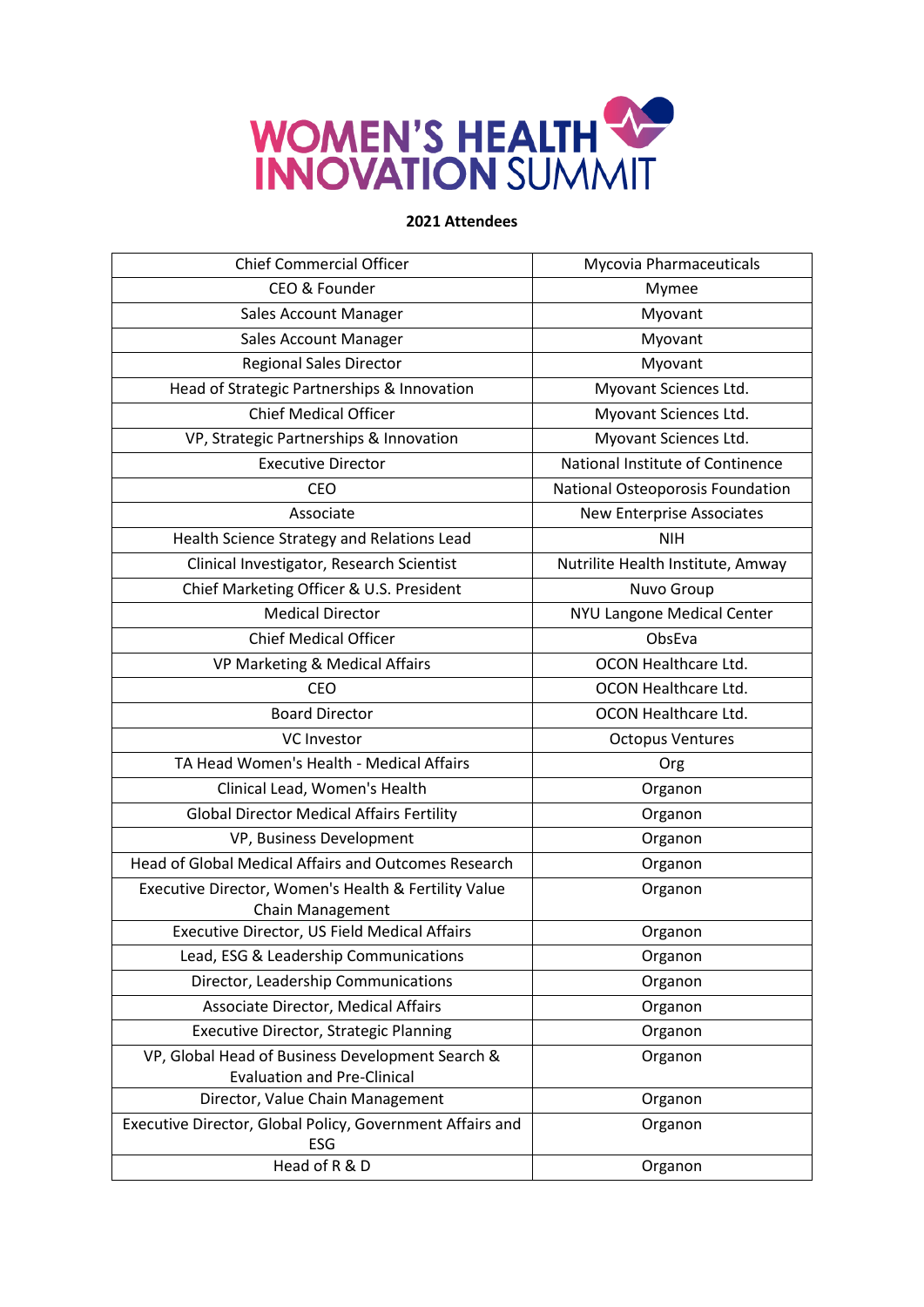# WOMEN'S HEALTH INNOVATION SUMMIT

**2021 Attendees**

| | |
|---|---|
| Chief Commercial Officer | Mycovia Pharmaceuticals |
| CEO & Founder | Mymee |
| Sales Account Manager | Myovant |
| Sales Account Manager | Myovant |
| Regional Sales Director | Myovant |
| Head of Strategic Partnerships & Innovation | Myovant Sciences Ltd. |
| Chief Medical Officer | Myovant Sciences Ltd. |
| VP, Strategic Partnerships & Innovation | Myovant Sciences Ltd. |
| Executive Director | National Institute of Continence |
| CEO | National Osteoporosis Foundation |
| Associate | New Enterprise Associates |
| Health Science Strategy and Relations Lead | NIH |
| Clinical Investigator, Research Scientist | Nutrilite Health Institute, Amway |
| Chief Marketing Officer & U.S. President | Nuvo Group |
| Medical Director | NYU Langone Medical Center |
| Chief Medical Officer | ObsEva |
| VP Marketing & Medical Affairs | OCON Healthcare Ltd. |
| CEO | OCON Healthcare Ltd. |
| Board Director | OCON Healthcare Ltd. |
| VC Investor | Octopus Ventures |
| TA Head Women's Health - Medical Affairs | Org |
| Clinical Lead, Women's Health | Organon |
| Global Director Medical Affairs Fertility | Organon |
| VP, Business Development | Organon |
| Head of Global Medical Affairs and Outcomes Research | Organon |
| Executive Director, Women's Health & Fertility Value Chain Management | Organon |
| Executive Director, US Field Medical Affairs | Organon |
| Lead, ESG & Leadership Communications | Organon |
| Director, Leadership Communications | Organon |
| Associate Director, Medical Affairs | Organon |
| Executive Director, Strategic Planning | Organon |
| VP, Global Head of Business Development Search & Evaluation and Pre-Clinical | Organon |
| Director, Value Chain Management | Organon |
| Executive Director, Global Policy, Government Affairs and ESG | Organon |
| Head of R & D | Organon |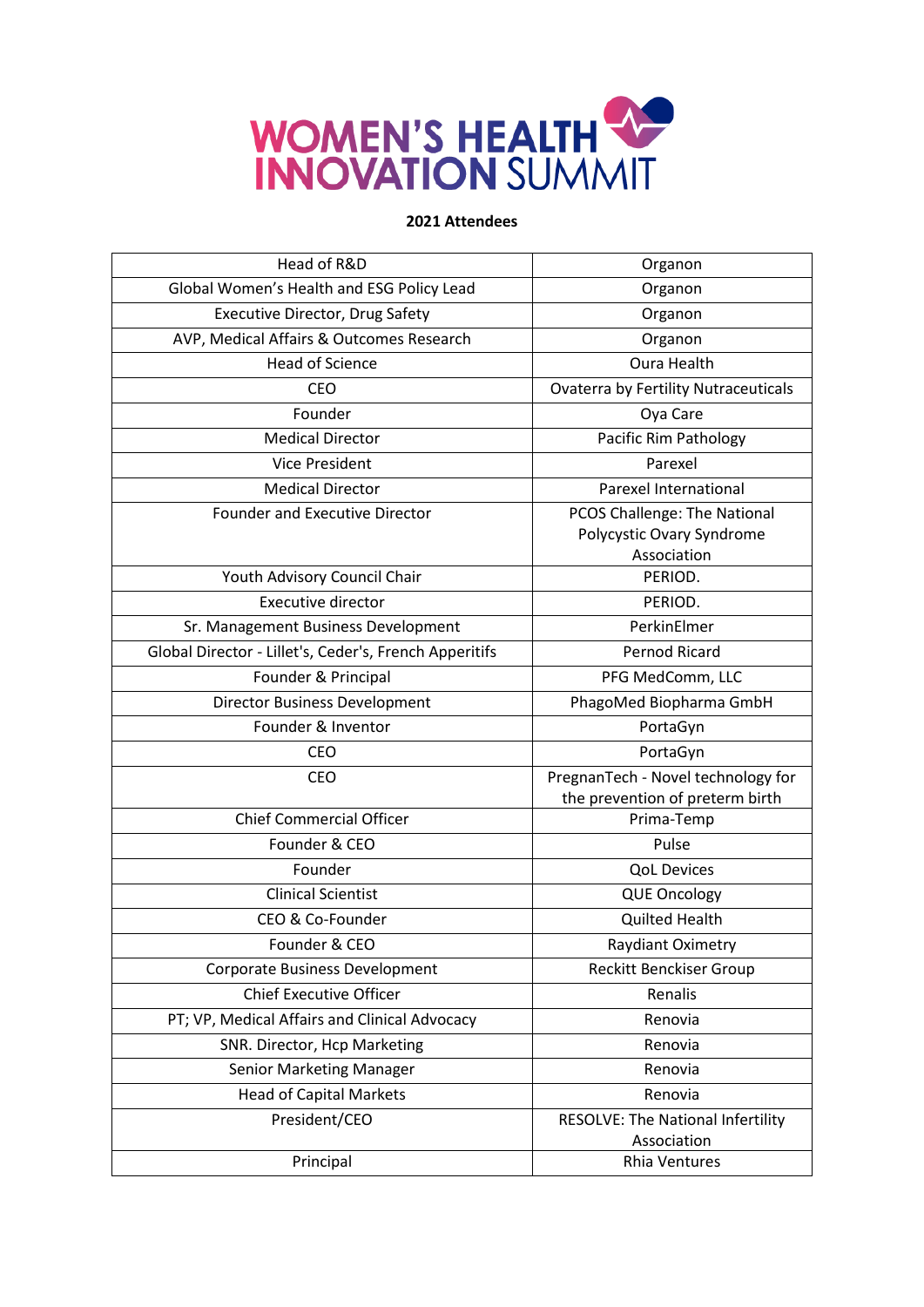# WOMEN'S HEALTH INNOVATION SUMMIT

**2021 Attendees**

| | |
|---|---|
| Head of R&D | Organon |
| Global Women's Health and ESG Policy Lead | Organon |
| Executive Director, Drug Safety | Organon |
| AVP, Medical Affairs & Outcomes Research | Organon |
| Head of Science | Oura Health |
| CEO | Ovaterra by Fertility Nutraceuticals |
| Founder | Oya Care |
| Medical Director | Pacific Rim Pathology |
| Vice President | Parexel |
| Medical Director | Parexel International |
| Founder and Executive Director | PCOS Challenge: The National Polycystic Ovary Syndrome Association |
| Youth Advisory Council Chair | PERIOD. |
| Executive director | PERIOD. |
| Sr. Management Business Development | PerkinElmer |
| Global Director - Lillet's, Ceder's, French Apperitifs | Pernod Ricard |
| Founder & Principal | PFG MedComm, LLC |
| Director Business Development | PhagoMed Biopharma GmbH |
| Founder & Inventor | PortaGyn |
| CEO | PortaGyn |
| CEO | PregnanTech - Novel technology for the prevention of preterm birth |
| Chief Commercial Officer | Prima-Temp |
| Founder & CEO | Pulse |
| Founder | QoL Devices |
| Clinical Scientist | QUE Oncology |
| CEO & Co-Founder | Quilted Health |
| Founder & CEO | Raydiant Oximetry |
| Corporate Business Development | Reckitt Benckiser Group |
| Chief Executive Officer | Renalis |
| PT; VP, Medical Affairs and Clinical Advocacy | Renovia |
| SNR. Director, Hcp Marketing | Renovia |
| Senior Marketing Manager | Renovia |
| Head of Capital Markets | Renovia |
| President/CEO | RESOLVE: The National Infertility Association |
| Principal | Rhia Ventures |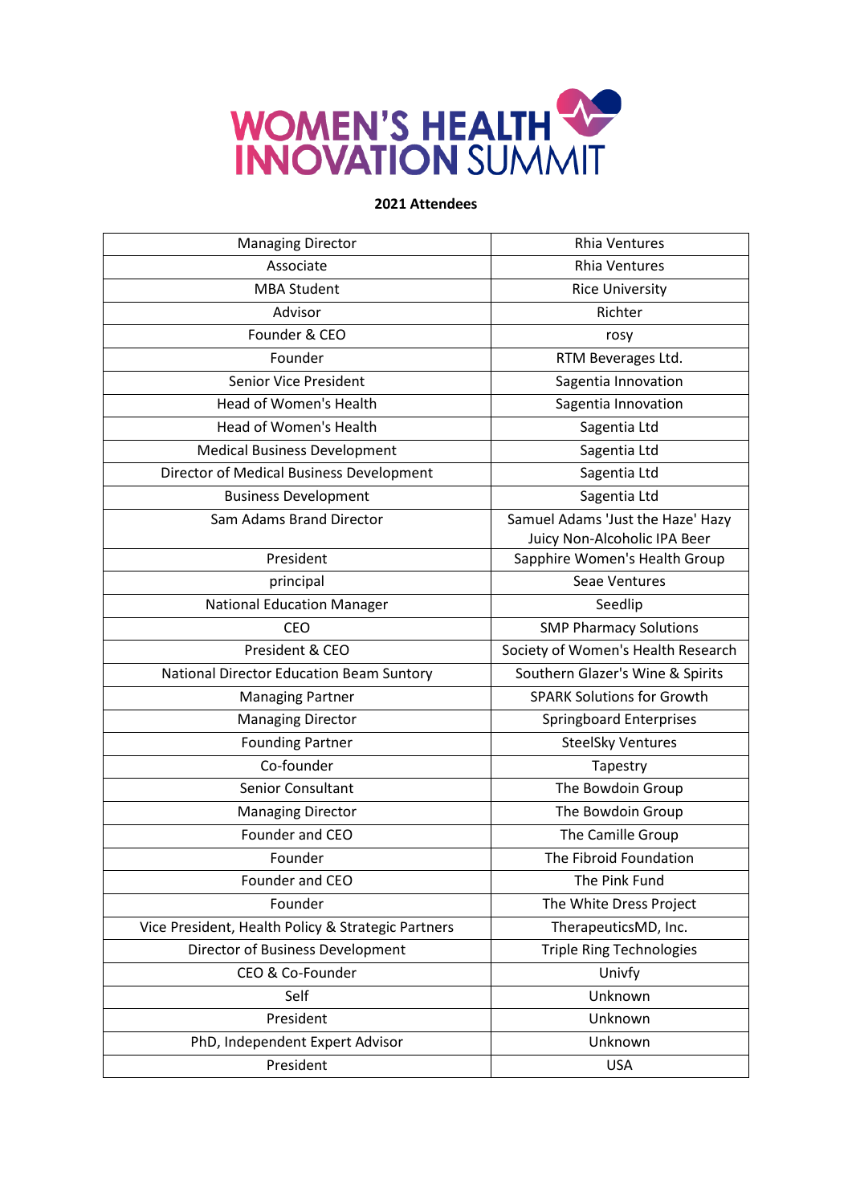# WOMEN'S HEALTH INNOVATION SUMMIT

**2021 Attendees**

| | |
|---|---|
| Managing Director | Rhia Ventures |
| Associate | Rhia Ventures |
| MBA Student | Rice University |
| Advisor | Richter |
| Founder & CEO | rosy |
| Founder | RTM Beverages Ltd. |
| Senior Vice President | Sagentia Innovation |
| Head of Women's Health | Sagentia Innovation |
| Head of Women's Health | Sagentia Ltd |
| Medical Business Development | Sagentia Ltd |
| Director of Medical Business Development | Sagentia Ltd |
| Business Development | Sagentia Ltd |
| Sam Adams Brand Director | Samuel Adams 'Just the Haze' Hazy Juicy Non-Alcoholic IPA Beer |
| President | Sapphire Women's Health Group |
| principal | Seae Ventures |
| National Education Manager | Seedlip |
| CEO | SMP Pharmacy Solutions |
| President & CEO | Society of Women's Health Research |
| National Director Education Beam Suntory | Southern Glazer's Wine & Spirits |
| Managing Partner | SPARK Solutions for Growth |
| Managing Director | Springboard Enterprises |
| Founding Partner | SteelSky Ventures |
| Co-founder | Tapestry |
| Senior Consultant | The Bowdoin Group |
| Managing Director | The Bowdoin Group |
| Founder and CEO | The Camille Group |
| Founder | The Fibroid Foundation |
| Founder and CEO | The Pink Fund |
| Founder | The White Dress Project |
| Vice President, Health Policy & Strategic Partners | TherapeuticsMD, Inc. |
| Director of Business Development | Triple Ring Technologies |
| CEO & Co-Founder | Univfy |
| Self | Unknown |
| President | Unknown |
| PhD, Independent Expert Advisor | Unknown |
| President | USA |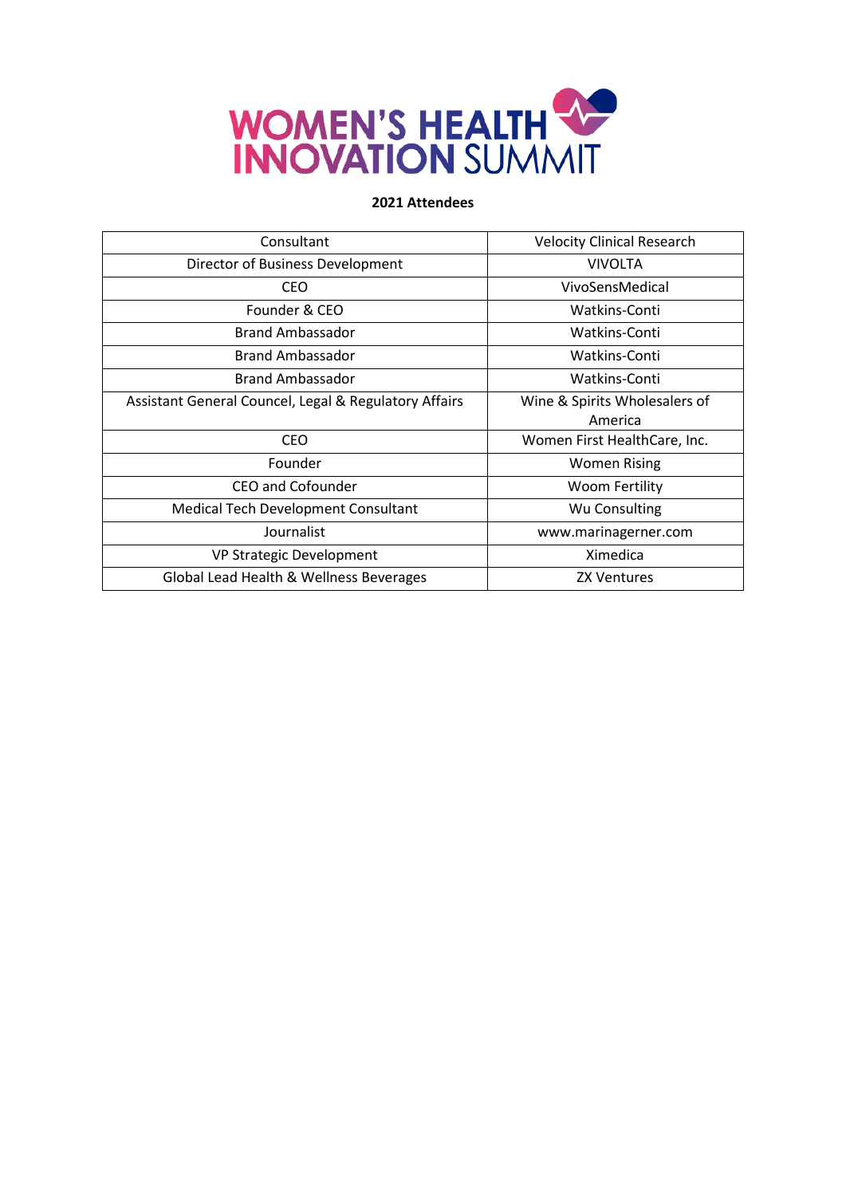# WOMEN'S HEALTH INNOVATION SUMMIT

**2021 Attendees**

| | |
|---|---|
| Consultant | Velocity Clinical Research |
| Director of Business Development | VIVOLTA |
| CEO | VivoSensMedical |
| Founder & CEO | Watkins-Conti |
| Brand Ambassador | Watkins-Conti |
| Brand Ambassador | Watkins-Conti |
| Brand Ambassador | Watkins-Conti |
| Assistant General Councel, Legal & Regulatory Affairs | Wine & Spirits Wholesalers of America |
| CEO | Women First HealthCare, Inc. |
| Founder | Women Rising |
| CEO and Cofounder | Woom Fertility |
| Medical Tech Development Consultant | Wu Consulting |
| Journalist | www.marinagerner.com |
| VP Strategic Development | Ximedica |
| Global Lead Health & Wellness Beverages | ZX Ventures |